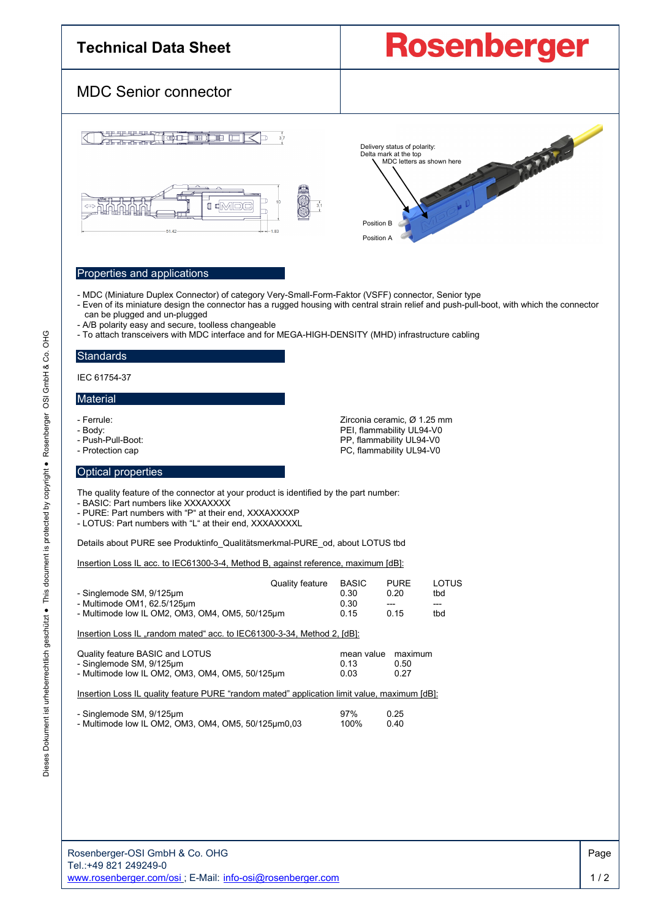# Technical Data Sheet

**Rosenberger**

## MDC Senior connector

Delivery status of polarity:
Delta mark at the top
MDC letters as shown here

Position B

Position A

## Properties and applications

- MDC (Miniature Duplex Connector) of category Very-Small-Form-Faktor (VSFF) connector, Senior type
- Even of its miniature design the connector has a rugged housing with central strain relief and push-pull-boot, with which the connector can be plugged and un-plugged
- A/B polarity easy and secure, toolless changeable
- To attach transceivers with MDC interface and for MEGA-HIGH-DENSITY (MHD) infrastructure cabling

## Standards

IEC 61754-37

## Material

| | |
|---|---|
| - Ferrule: | Zirconia ceramic, Ø 1.25 mm |
| - Body: | PEI, flammability UL94-V0 |
| - Push-Pull-Boot: | PP, flammability UL94-V0 |
| - Protection cap | PC, flammability UL94-V0 |

## Optical properties

The quality feature of the connector at your product is identified by the part number:
- BASIC: Part numbers like XXXAXXXX
- PURE: Part numbers with “P“ at their end, XXXAXXXXP
- LOTUS: Part numbers with “L“ at their end, XXXAXXXXL

Details about PURE see Produktinfo_Qualitätsmerkmal-PURE_od, about LOTUS tbd

Insertion Loss IL acc. to IEC61300-3-4, Method B, against reference, maximum [dB]:

| Quality feature | BASIC | PURE | LOTUS |
|---|---|---|---|
| - Singlemode SM, 9/125µm | 0.30 | 0.20 | tbd |
| - Multimode OM1, 62.5/125µm | 0.30 | --- | --- |
| - Multimode low IL OM2, OM3, OM4, OM5, 50/125µm | 0.15 | 0.15 | tbd |

Insertion Loss IL „random mated“ acc. to IEC61300-3-34, Method 2, [dB]:

| Quality feature BASIC and LOTUS | mean value | maximum |
|---|---|---|
| - Singlemode SM, 9/125µm | 0.13 | 0.50 |
| - Multimode low IL OM2, OM3, OM4, OM5, 50/125µm | 0.03 | 0.27 |

Insertion Loss IL quality feature PURE “random mated” application limit value, maximum [dB]:

| | | |
|---|---|---|
| - Singlemode SM, 9/125µm | 97% | 0.25 |
| - Multimode low IL OM2, OM3, OM4, OM5, 50/125µm0,03 | 100% | 0.40 |

Rosenberger-OSI GmbH & Co. OHG
Tel.:+49 821 249249-0
www.rosenberger.com/osi ; E-Mail: info-osi@rosenberger.com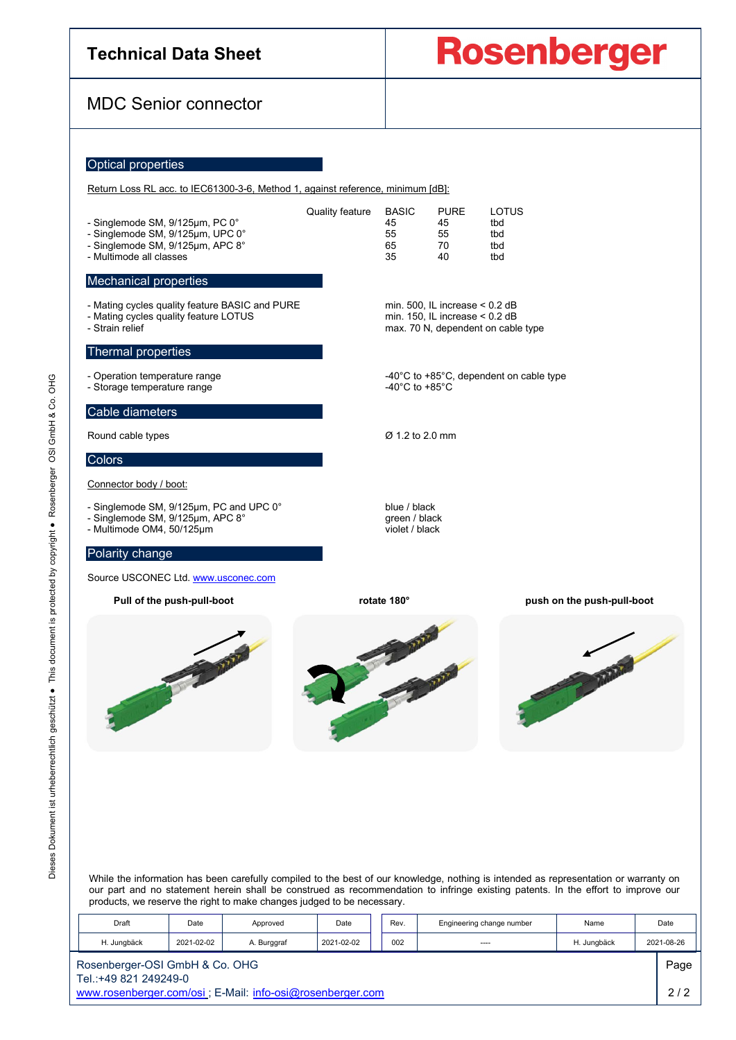# Technical Data Sheet

**Rosenberger**

## MDC Senior connector

## Optical properties

Return Loss RL acc. to IEC61300-3-6, Method 1, against reference, minimum [dB]:

| Quality feature | BASIC | PURE | LOTUS |
|---|---|---|---|
| - Singlemode SM, 9/125µm, PC 0° | 45 | 45 | tbd |
| - Singlemode SM, 9/125µm, UPC 0° | 55 | 55 | tbd |
| - Singlemode SM, 9/125µm, APC 8° | 65 | 70 | tbd |
| - Multimode all classes | 35 | 40 | tbd |

## Mechanical properties

| | |
|---|---|
| - Mating cycles quality feature BASIC and PURE | min. 500, IL increase < 0.2 dB |
| - Mating cycles quality feature LOTUS | min. 150, IL increase < 0.2 dB |
| - Strain relief | max. 70 N, dependent on cable type |

## Thermal properties

| | |
|---|---|
| - Operation temperature range | -40°C to +85°C, dependent on cable type |
| - Storage temperature range | -40°C to +85°C |

## Cable diameters

| | |
|---|---|
| Round cable types | Ø 1.2 to 2.0 mm |

## Colors

Connector body / boot:

| | |
|---|---|
| - Singlemode SM, 9/125µm, PC and UPC 0° | blue / black |
| - Singlemode SM, 9/125µm, APC 8° | green / black |
| - Multimode OM4, 50/125µm | violet / black |

## Polarity change

Source USCONEC Ltd. www.usconec.com

**Pull of the push-pull-boot** | **rotate 180°** | **push on the push-pull-boot**

While the information has been carefully compiled to the best of our knowledge, nothing is intended as representation or warranty on our part and no statement herein shall be construed as recommendation to infringe existing patents. In the effort to improve our products, we reserve the right to make changes judged to be necessary.

| Draft | Date | Approved | Date | Rev. | Engineering change number | Name | Date |
|---|---|---|---|---|---|---|---|
| H. Jungbäck | 2021-02-02 | A. Burggraf | 2021-02-02 | 002 | ---- | H. Jungbäck | 2021-08-26 |

Rosenberger-OSI GmbH & Co. OHG
Tel.:+49 821 249249-0
www.rosenberger.com/osi ; E-Mail: info-osi@rosenberger.com

Dieses Dokument ist urheberrechtlich geschützt ● This document is protected by copyright ● Rosenberger OSI GmbH & Co. OHG